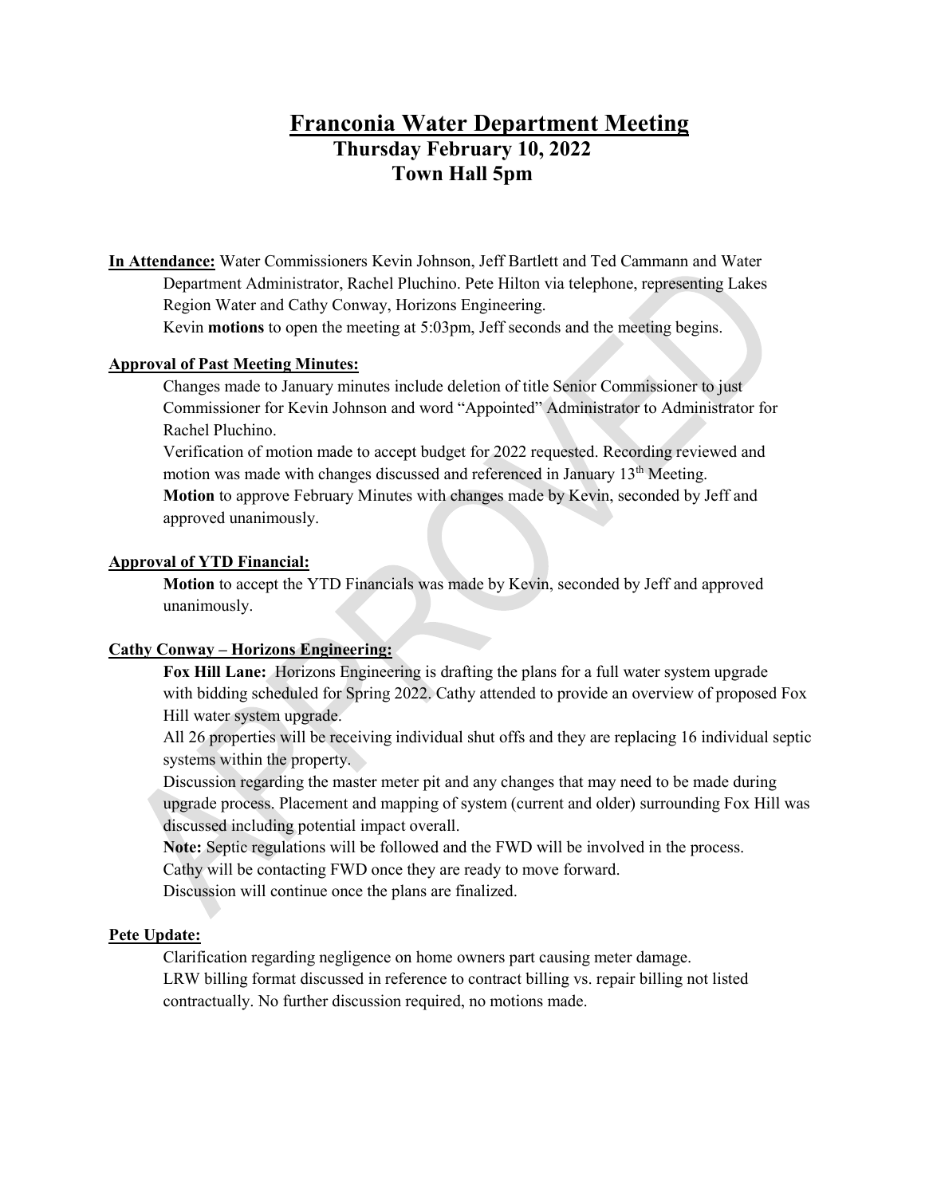# Franconia Water Department Meeting

## Thursday February 10, 2022

## Town Hall 5pm

**In Attendance:** Water Commissioners Kevin Johnson, Jeff Bartlett and Ted Cammann and Water Department Administrator, Rachel Pluchino. Pete Hilton via telephone, representing Lakes Region Water and Cathy Conway, Horizons Engineering.

Kevin **motions** to open the meeting at 5:03pm, Jeff seconds and the meeting begins.

**Approval of Past Meeting Minutes:**

Changes made to January minutes include deletion of title Senior Commissioner to just Commissioner for Kevin Johnson and word "Appointed" Administrator to Administrator for Rachel Pluchino.

Verification of motion made to accept budget for 2022 requested. Recording reviewed and motion was made with changes discussed and referenced in January 13th Meeting.

**Motion** to approve February Minutes with changes made by Kevin, seconded by Jeff and approved unanimously.

**Approval of YTD Financial:**

**Motion** to accept the YTD Financials was made by Kevin, seconded by Jeff and approved unanimously.

**Cathy Conway – Horizons Engineering:**

**Fox Hill Lane:** Horizons Engineering is drafting the plans for a full water system upgrade with bidding scheduled for Spring 2022. Cathy attended to provide an overview of proposed Fox Hill water system upgrade.

All 26 properties will be receiving individual shut offs and they are replacing 16 individual septic systems within the property.

Discussion regarding the master meter pit and any changes that may need to be made during upgrade process. Placement and mapping of system (current and older) surrounding Fox Hill was discussed including potential impact overall.

**Note:** Septic regulations will be followed and the FWD will be involved in the process.

Cathy will be contacting FWD once they are ready to move forward.

Discussion will continue once the plans are finalized.

**Pete Update:**

Clarification regarding negligence on home owners part causing meter damage.

LRW billing format discussed in reference to contract billing vs. repair billing not listed contractually. No further discussion required, no motions made.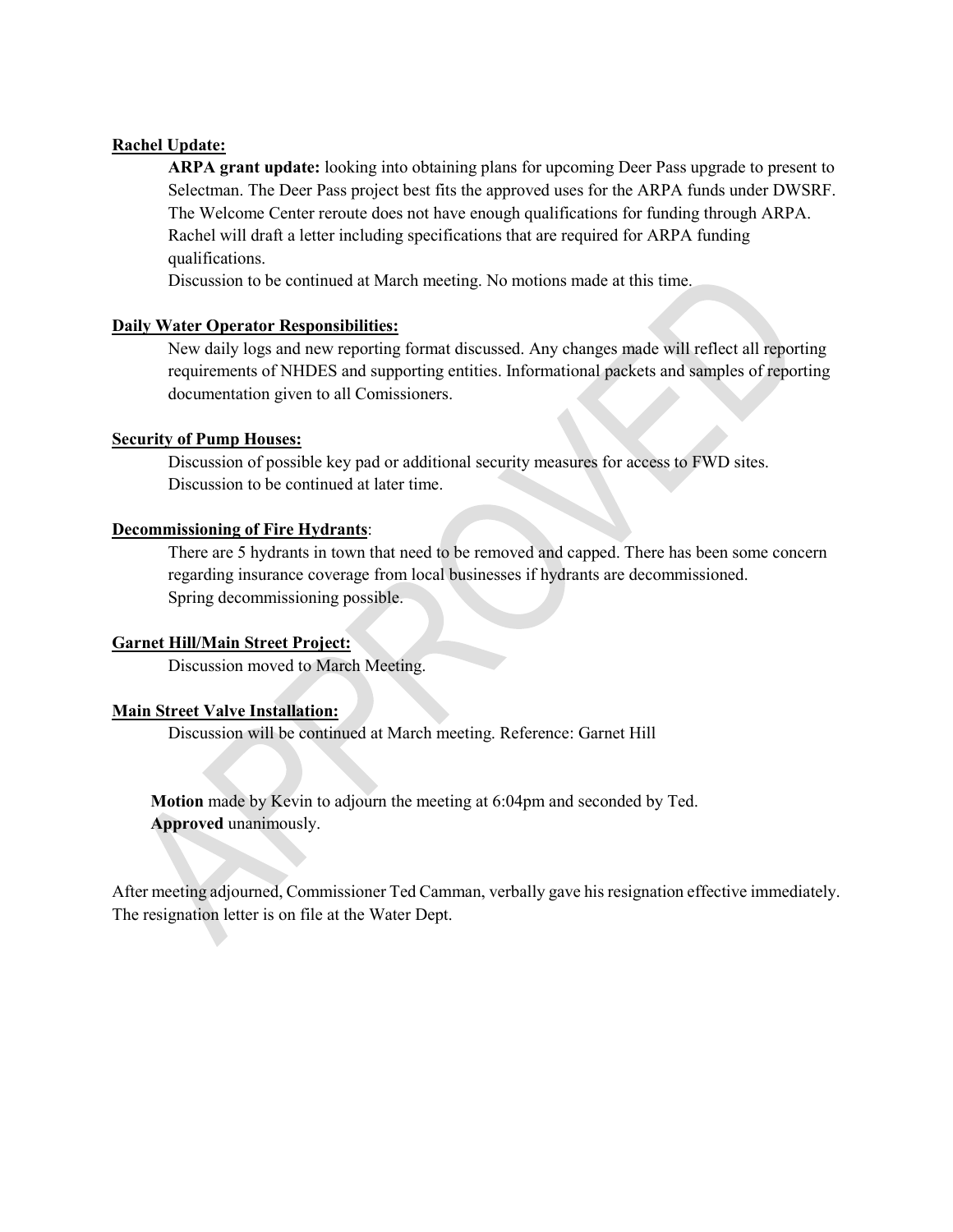**Rachel Update:**

**ARPA grant update:** looking into obtaining plans for upcoming Deer Pass upgrade to present to Selectman. The Deer Pass project best fits the approved uses for the ARPA funds under DWSRF. The Welcome Center reroute does not have enough qualifications for funding through ARPA. Rachel will draft a letter including specifications that are required for ARPA funding qualifications.

Discussion to be continued at March meeting. No motions made at this time.

**Daily Water Operator Responsibilities:**

New daily logs and new reporting format discussed. Any changes made will reflect all reporting requirements of NHDES and supporting entities. Informational packets and samples of reporting documentation given to all Comissioners.

**Security of Pump Houses:**

Discussion of possible key pad or additional security measures for access to FWD sites. Discussion to be continued at later time.

**Decommissioning of Fire Hydrants**:

There are 5 hydrants in town that need to be removed and capped. There has been some concern regarding insurance coverage from local businesses if hydrants are decommissioned. Spring decommissioning possible.

**Garnet Hill/Main Street Project:**

Discussion moved to March Meeting.

**Main Street Valve Installation:**

Discussion will be continued at March meeting. Reference: Garnet Hill

**Motion** made by Kevin to adjourn the meeting at 6:04pm and seconded by Ted.
**Approved** unanimously.

After meeting adjourned, Commissioner Ted Camman, verbally gave his resignation effective immediately. The resignation letter is on file at the Water Dept.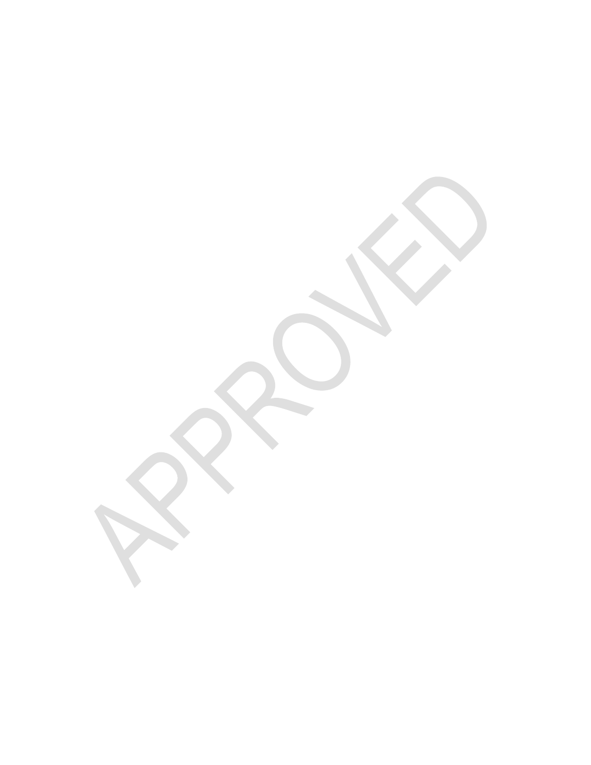APPROVED